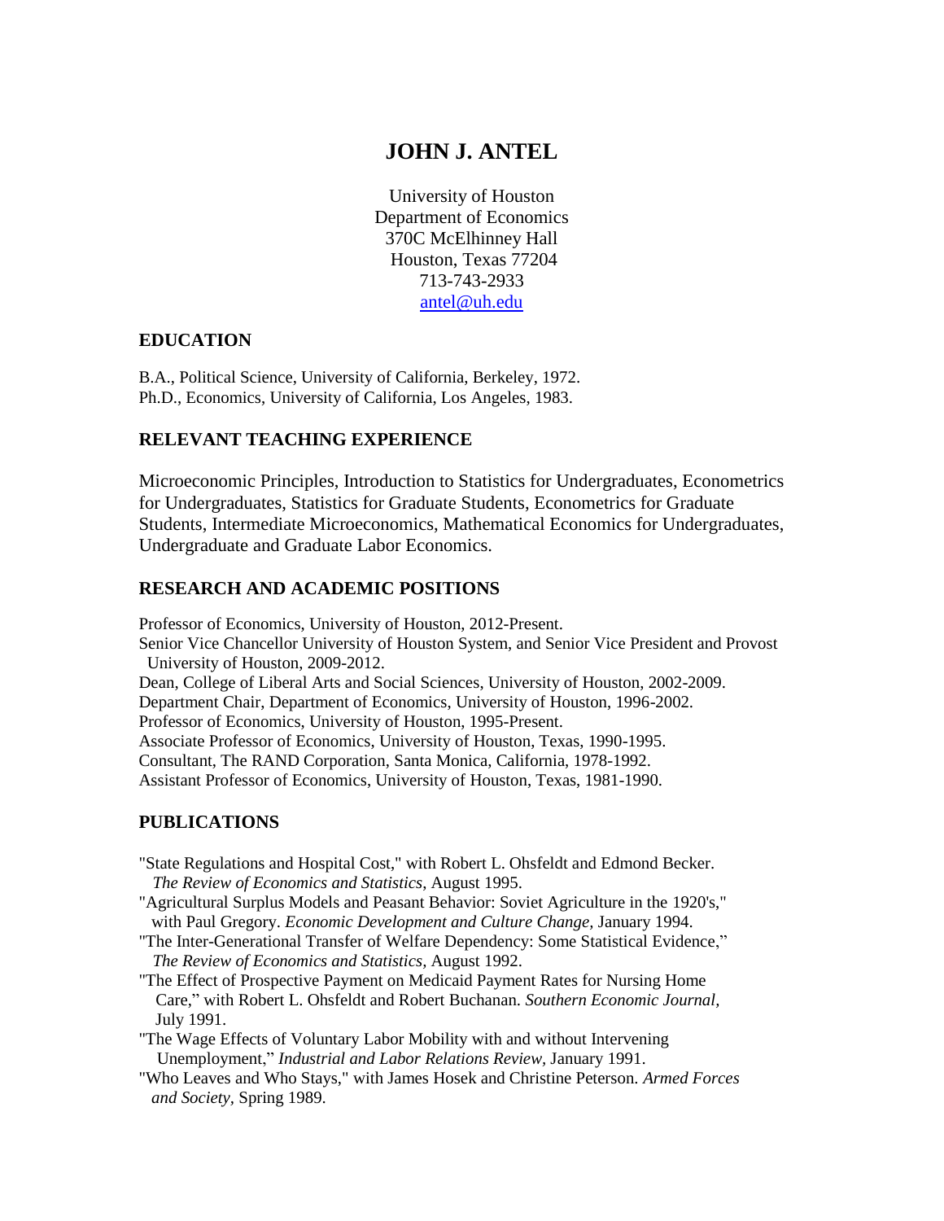# JOHN J. ANTEL

University of Houston
Department of Economics
370C McElhinney Hall
Houston, Texas 77204
713-743-2933
antel@uh.edu

## EDUCATION

B.A., Political Science, University of California, Berkeley, 1972.
Ph.D., Economics, University of California, Los Angeles, 1983.

## RELEVANT TEACHING EXPERIENCE

Microeconomic Principles, Introduction to Statistics for Undergraduates, Econometrics for Undergraduates, Statistics for Graduate Students, Econometrics for Graduate Students, Intermediate Microeconomics, Mathematical Economics for Undergraduates, Undergraduate and Graduate Labor Economics.

## RESEARCH AND ACADEMIC POSITIONS

Professor of Economics, University of Houston, 2012-Present.
Senior Vice Chancellor University of Houston System, and Senior Vice President and Provost University of Houston, 2009-2012.
Dean, College of Liberal Arts and Social Sciences, University of Houston, 2002-2009.
Department Chair, Department of Economics, University of Houston, 1996-2002.
Professor of Economics, University of Houston, 1995-Present.
Associate Professor of Economics, University of Houston, Texas, 1990-1995.
Consultant, The RAND Corporation, Santa Monica, California, 1978-1992.
Assistant Professor of Economics, University of Houston, Texas, 1981-1990.

## PUBLICATIONS

"State Regulations and Hospital Cost," with Robert L. Ohsfeldt and Edmond Becker. *The Review of Economics and Statistics*, August 1995.
"Agricultural Surplus Models and Peasant Behavior: Soviet Agriculture in the 1920's," with Paul Gregory. *Economic Development and Culture Change,* January 1994.
"The Inter-Generational Transfer of Welfare Dependency: Some Statistical Evidence," *The Review of Economics and Statistics*, August 1992.
"The Effect of Prospective Payment on Medicaid Payment Rates for Nursing Home Care," with Robert L. Ohsfeldt and Robert Buchanan. *Southern Economic Journal*, July 1991.
"The Wage Effects of Voluntary Labor Mobility with and without Intervening Unemployment," *Industrial and Labor Relations Review*, January 1991.
"Who Leaves and Who Stays," with James Hosek and Christine Peterson. *Armed Forces and Society*, Spring 1989.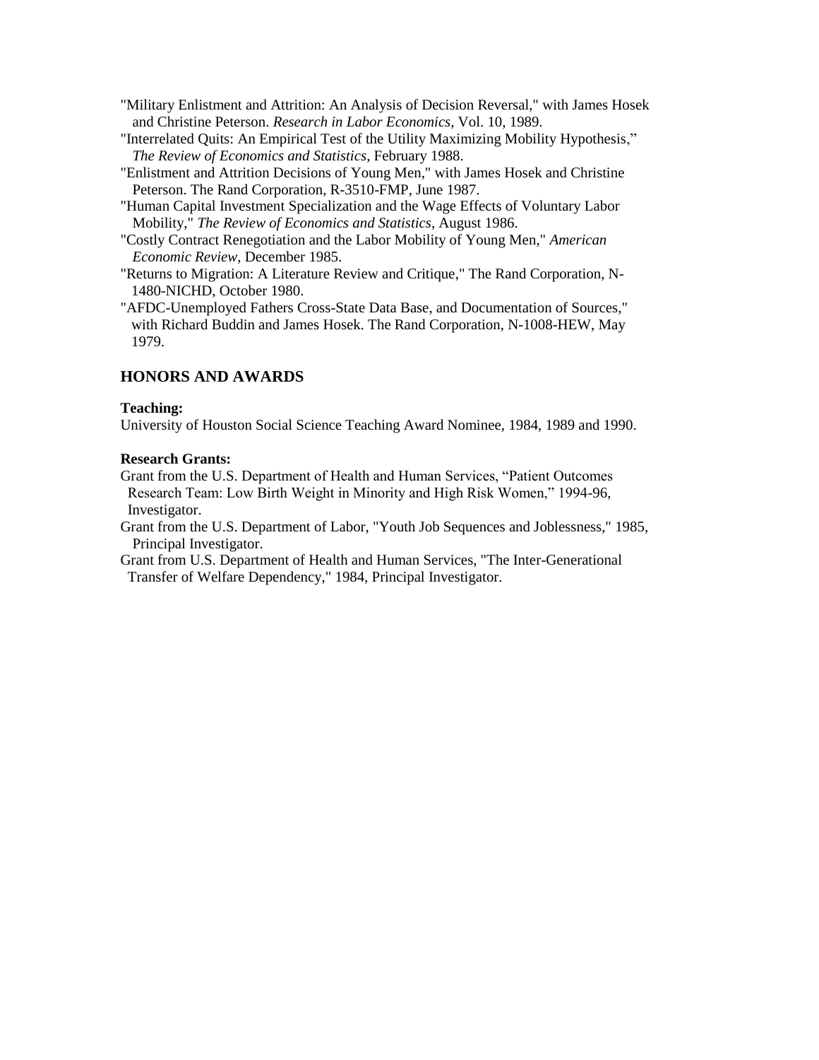"Military Enlistment and Attrition: An Analysis of Decision Reversal," with James Hosek and Christine Peterson. *Research in Labor Economics*, Vol. 10, 1989.

"Interrelated Quits: An Empirical Test of the Utility Maximizing Mobility Hypothesis," *The Review of Economics and Statistics*, February 1988.

"Enlistment and Attrition Decisions of Young Men," with James Hosek and Christine Peterson. The Rand Corporation, R-3510-FMP, June 1987.

"Human Capital Investment Specialization and the Wage Effects of Voluntary Labor Mobility," *The Review of Economics and Statistics*, August 1986.

"Costly Contract Renegotiation and the Labor Mobility of Young Men," *American Economic Review*, December 1985.

"Returns to Migration: A Literature Review and Critique," The Rand Corporation, N-1480-NICHD, October 1980.

"AFDC-Unemployed Fathers Cross-State Data Base, and Documentation of Sources," with Richard Buddin and James Hosek. The Rand Corporation, N-1008-HEW, May 1979.

## HONORS AND AWARDS

**Teaching:**

University of Houston Social Science Teaching Award Nominee, 1984, 1989 and 1990.

**Research Grants:**

Grant from the U.S. Department of Health and Human Services, "Patient Outcomes Research Team: Low Birth Weight in Minority and High Risk Women," 1994-96, Investigator.

Grant from the U.S. Department of Labor, "Youth Job Sequences and Joblessness," 1985, Principal Investigator.

Grant from U.S. Department of Health and Human Services, "The Inter-Generational Transfer of Welfare Dependency," 1984, Principal Investigator.